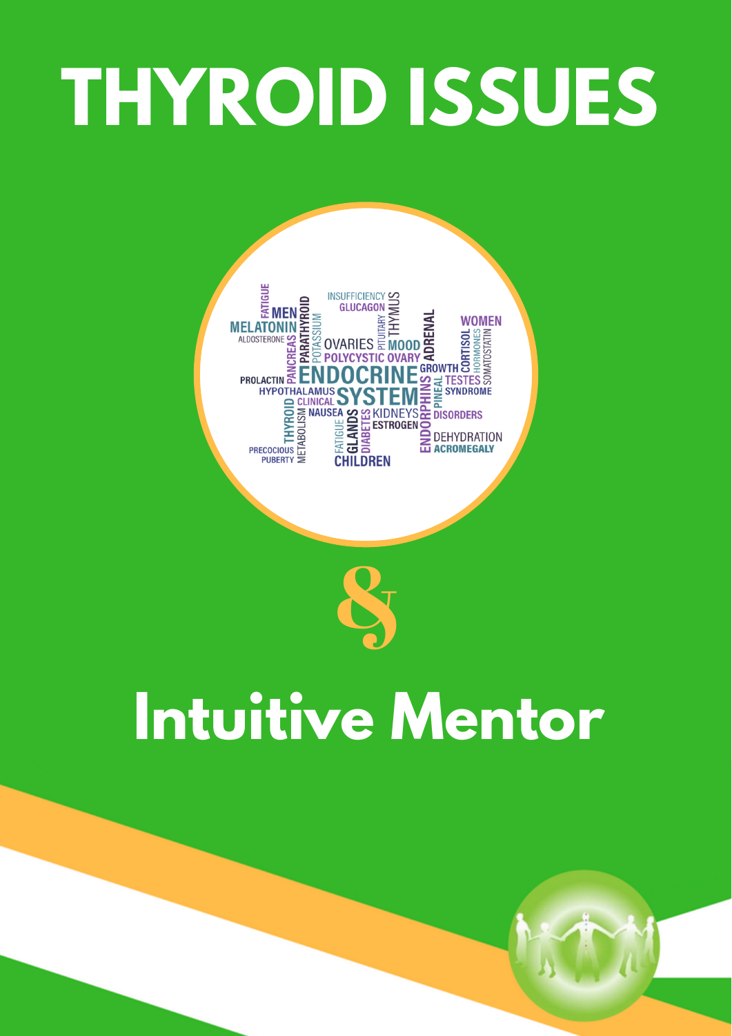# THYROID ISSUES

&

# Intuitive Mentor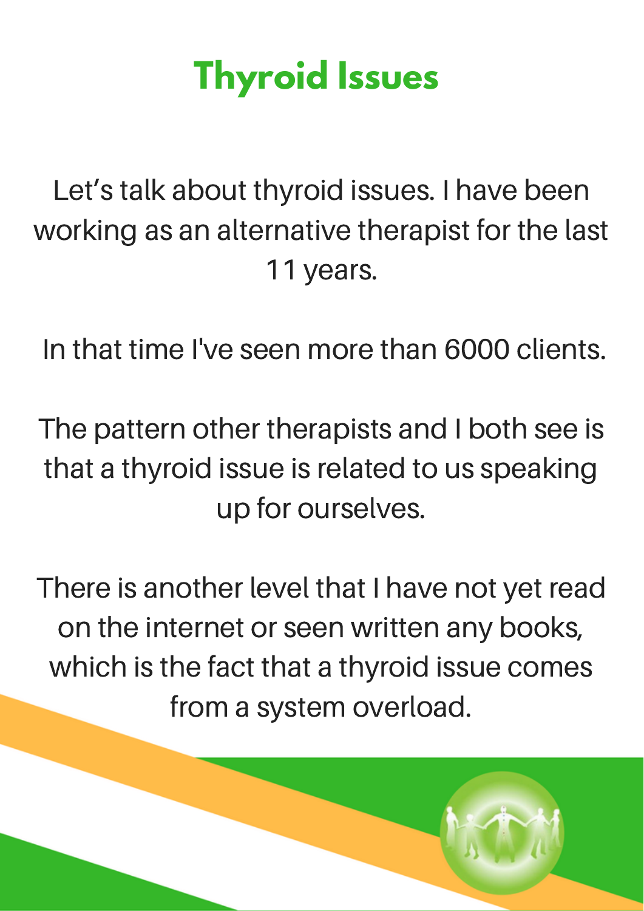# Thyroid Issues

Let’s talk about thyroid issues. I have been working as an alternative therapist for the last 11 years.

In that time I've seen more than 6000 clients.

The pattern other therapists and I both see is that a thyroid issue is related to us speaking up for ourselves.

There is another level that I have not yet read on the internet or seen written any books, which is the fact that a thyroid issue comes from a system overload.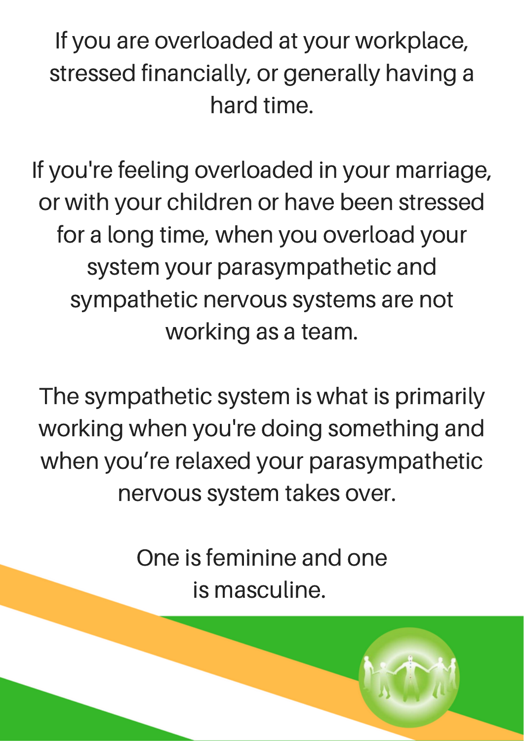If you are overloaded at your workplace, stressed financially, or generally having a hard time.

If you're feeling overloaded in your marriage, or with your children or have been stressed for a long time, when you overload your system your parasympathetic and sympathetic nervous systems are not working as a team.

The sympathetic system is what is primarily working when you're doing something and when you’re relaxed your parasympathetic nervous system takes over.

One is feminine and one is masculine.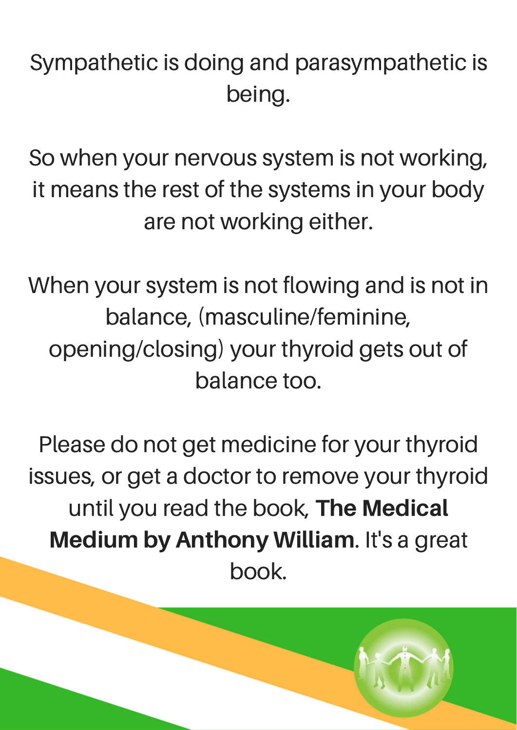Sympathetic is doing and parasympathetic is being.

So when your nervous system is not working, it means the rest of the systems in your body are not working either.

When your system is not flowing and is not in balance, (masculine/feminine, opening/closing) your thyroid gets out of balance too.

Please do not get medicine for your thyroid issues, or get a doctor to remove your thyroid until you read the book, **The Medical Medium by Anthony William**. It's a great book.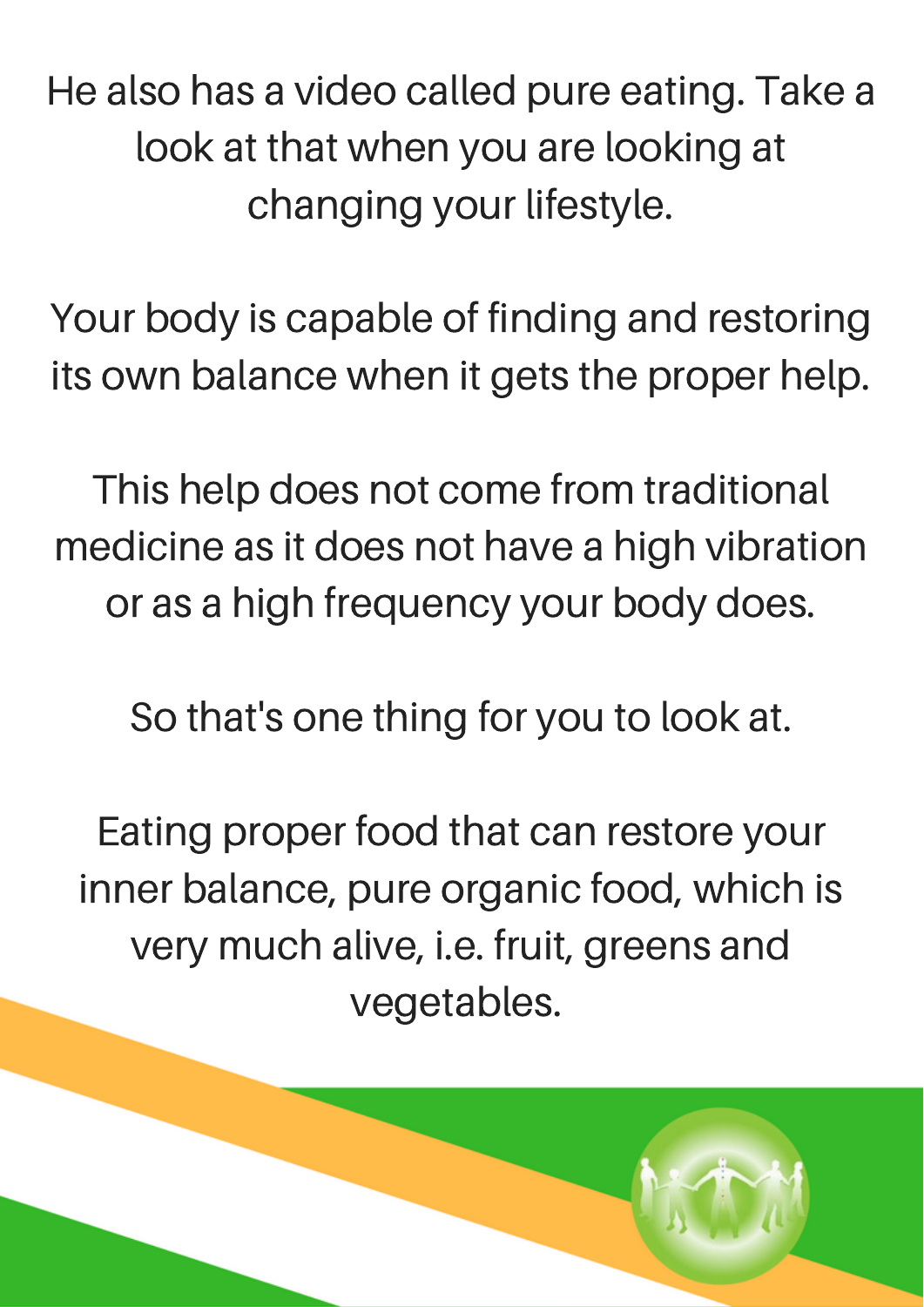He also has a video called pure eating. Take a look at that when you are looking at changing your lifestyle.

Your body is capable of finding and restoring its own balance when it gets the proper help.

This help does not come from traditional medicine as it does not have a high vibration or as a high frequency your body does.

So that's one thing for you to look at.

Eating proper food that can restore your inner balance, pure organic food, which is very much alive, i.e. fruit, greens and vegetables.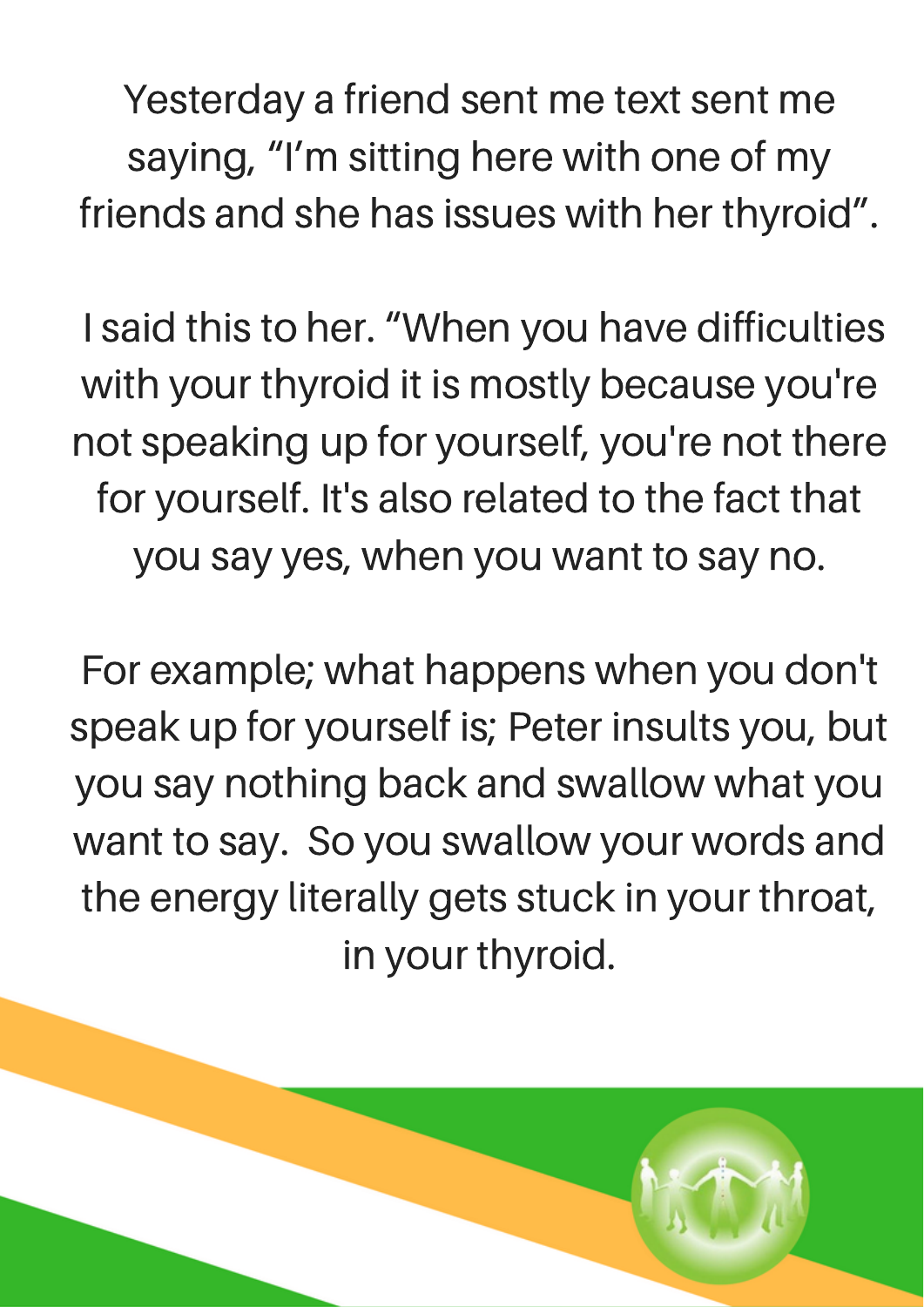Yesterday a friend sent me text sent me saying, "I'm sitting here with one of my friends and she has issues with her thyroid".

I said this to her. "When you have difficulties with your thyroid it is mostly because you're not speaking up for yourself, you're not there for yourself. It's also related to the fact that you say yes, when you want to say no.

For example; what happens when you don't speak up for yourself is; Peter insults you, but you say nothing back and swallow what you want to say. So you swallow your words and the energy literally gets stuck in your throat, in your thyroid.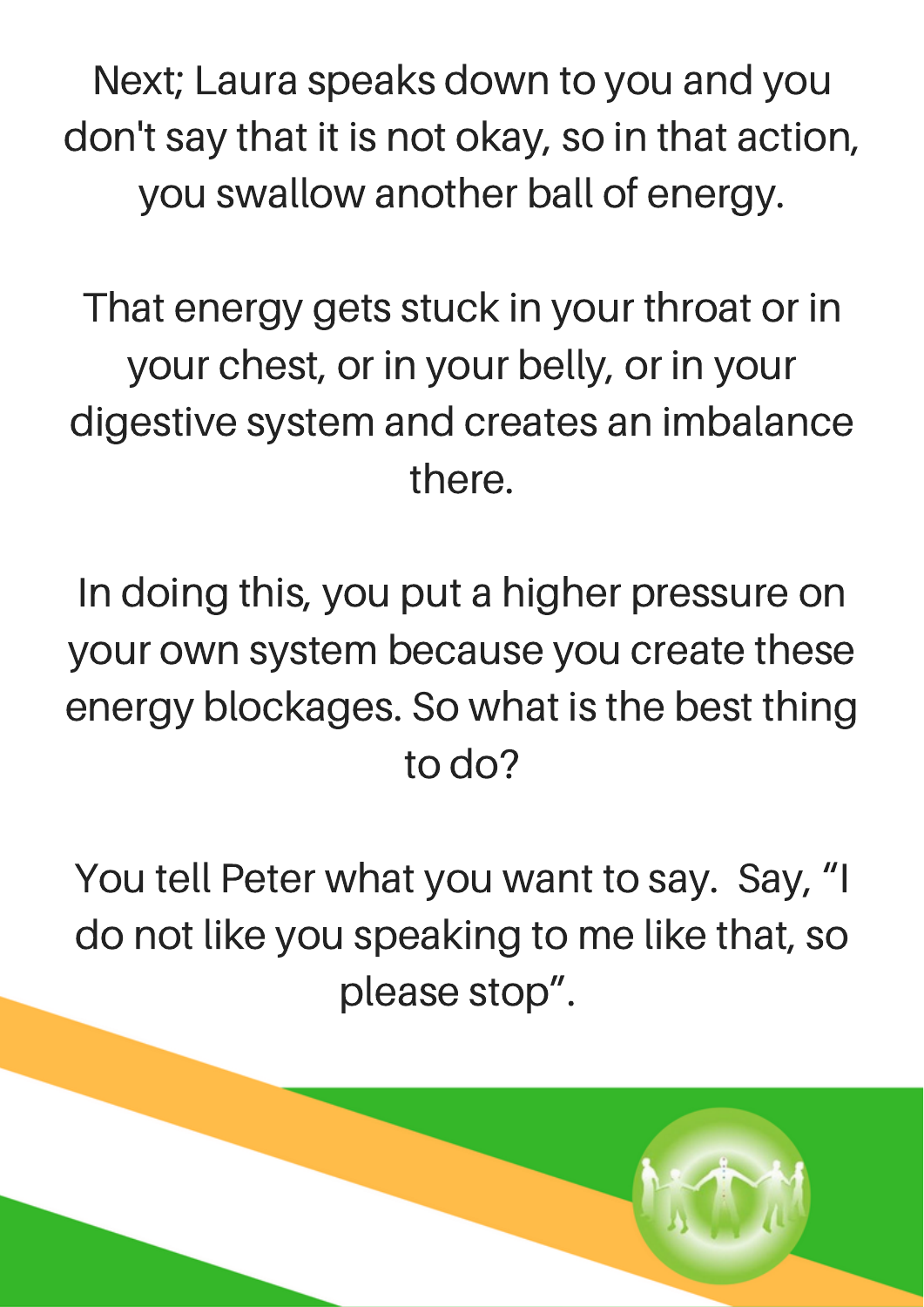Next; Laura speaks down to you and you don't say that it is not okay, so in that action, you swallow another ball of energy.

That energy gets stuck in your throat or in your chest, or in your belly, or in your digestive system and creates an imbalance there.

In doing this, you put a higher pressure on your own system because you create these energy blockages. So what is the best thing to do?

You tell Peter what you want to say. Say, "I do not like you speaking to me like that, so please stop".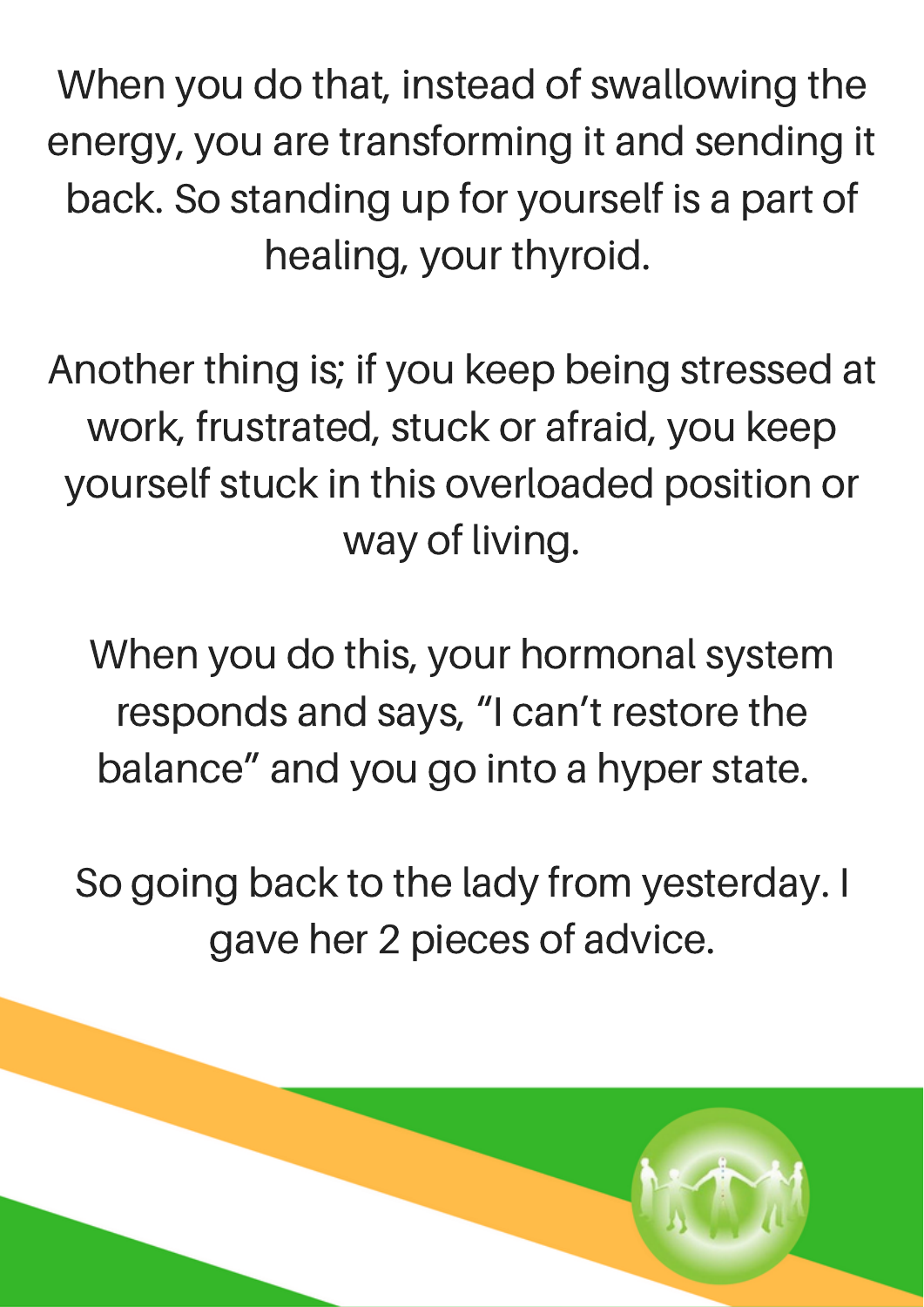When you do that, instead of swallowing the energy, you are transforming it and sending it back. So standing up for yourself is a part of healing, your thyroid.

Another thing is; if you keep being stressed at work, frustrated, stuck or afraid, you keep yourself stuck in this overloaded position or way of living.

When you do this, your hormonal system responds and says, "I can't restore the balance" and you go into a hyper state.

So going back to the lady from yesterday. I gave her 2 pieces of advice.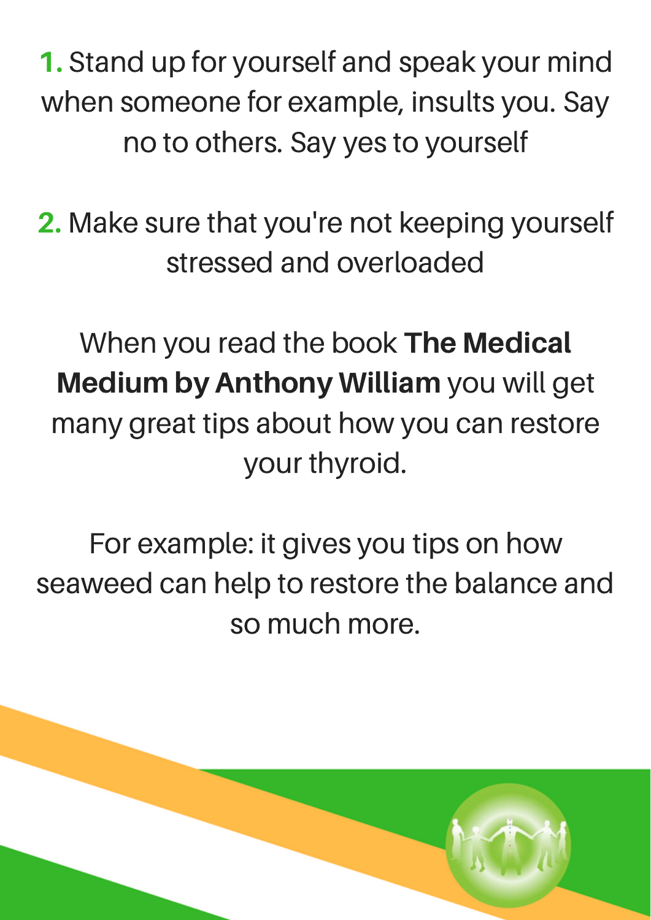**1.** Stand up for yourself and speak your mind when someone for example, insults you. Say no to others. Say yes to yourself

**2.** Make sure that you're not keeping yourself stressed and overloaded

When you read the book **The Medical Medium by Anthony William** you will get many great tips about how you can restore your thyroid.

For example: it gives you tips on how seaweed can help to restore the balance and so much more.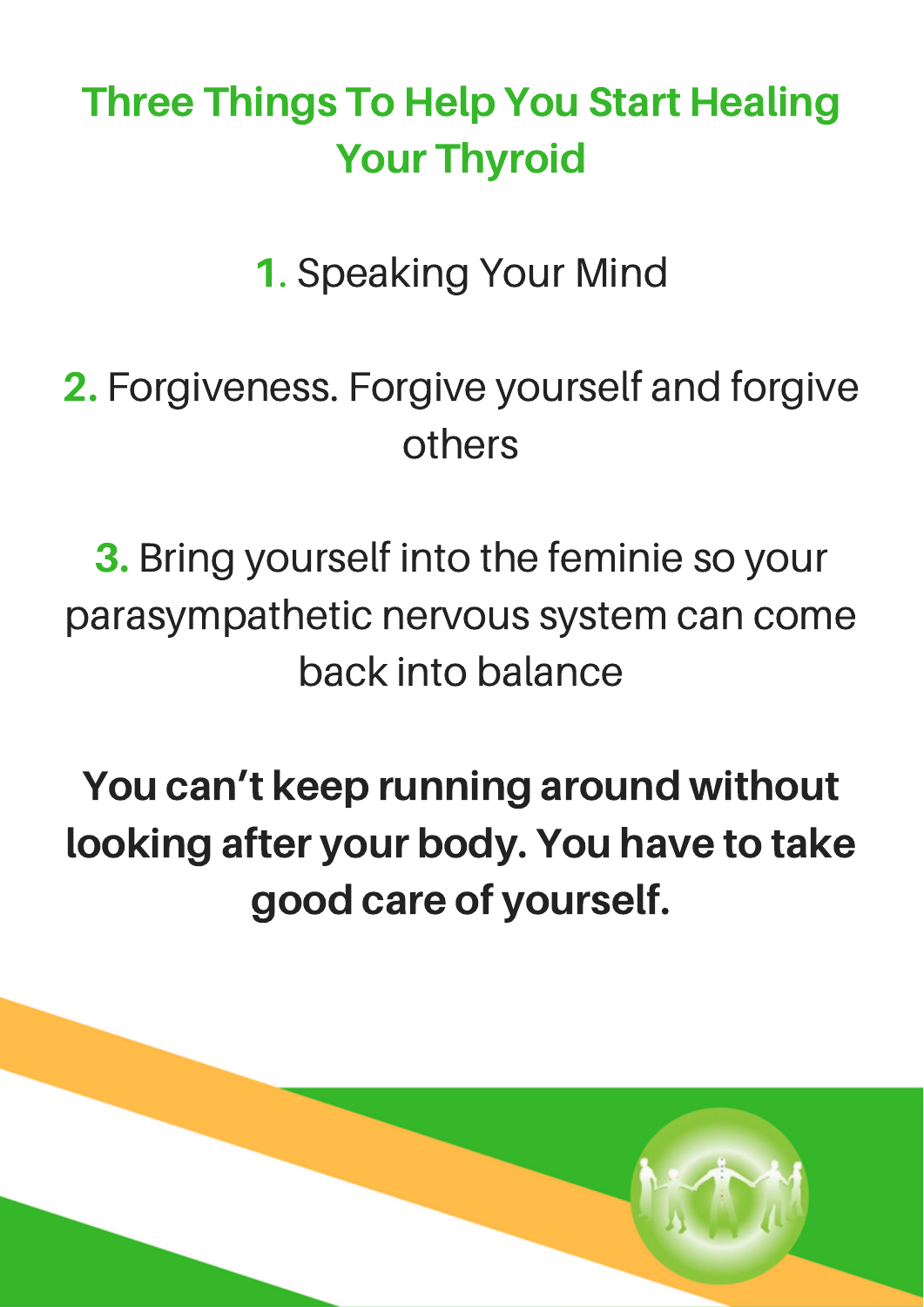# Three Things To Help You Start Healing Your Thyroid

**1.** Speaking Your Mind

**2.** Forgiveness. Forgive yourself and forgive others

**3.** Bring yourself into the feminie so your parasympathetic nervous system can come back into balance

**You can't keep running around without looking after your body. You have to take good care of yourself.**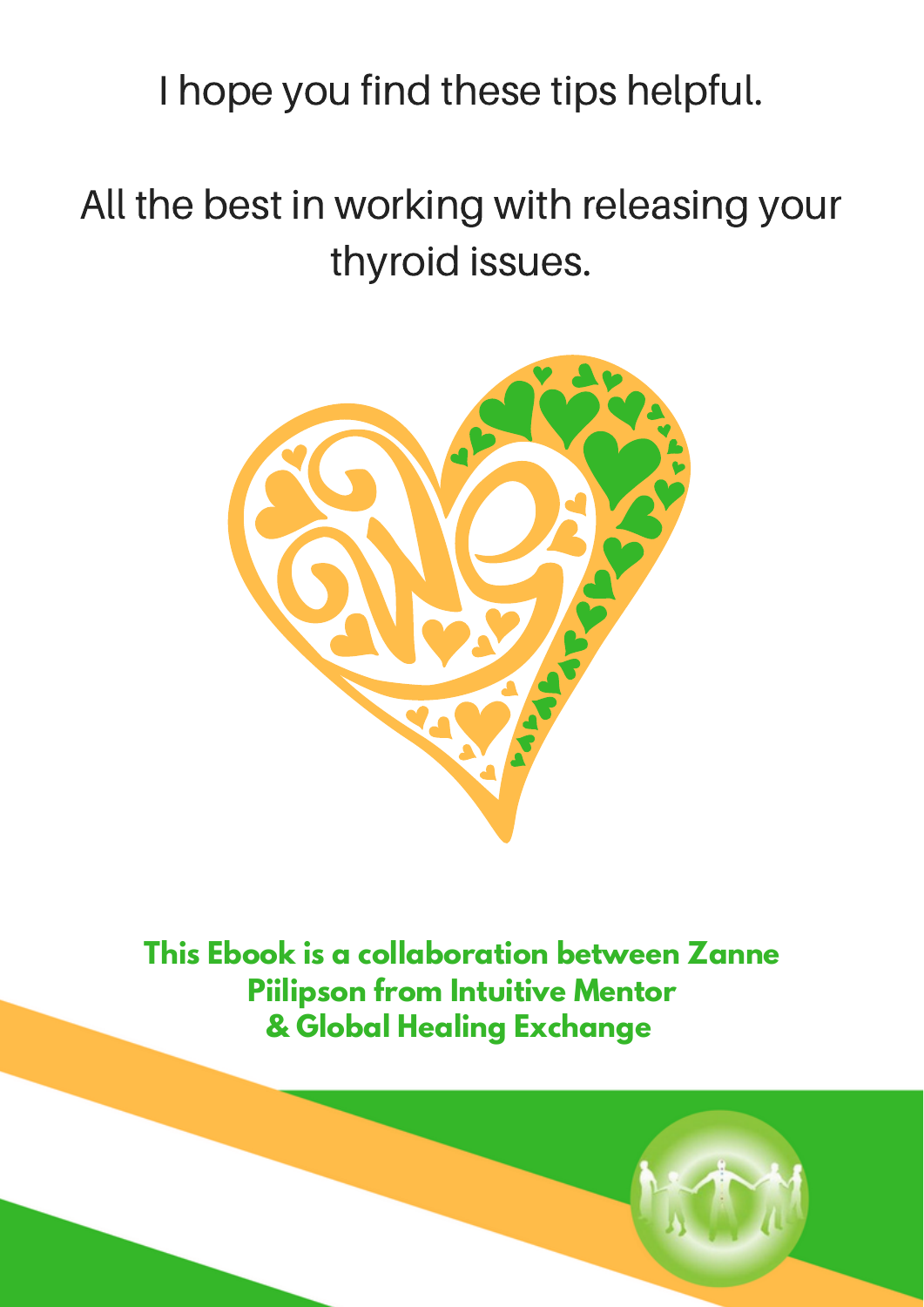I hope you find these tips helpful.

All the best in working with releasing your thyroid issues.

**This Ebook is a collaboration between Zanne Piilipson from Intuitive Mentor & Global Healing Exchange**